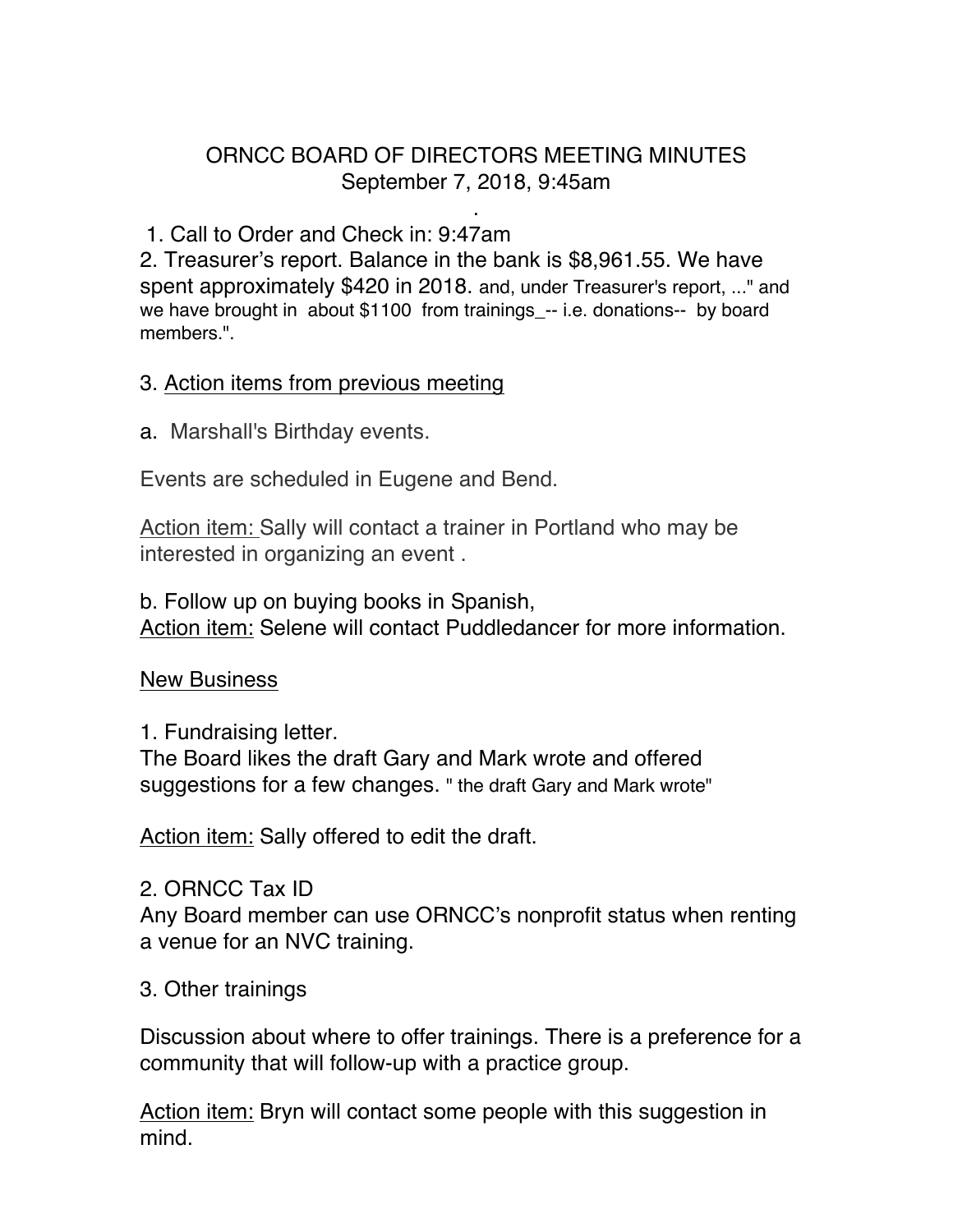# ORNCC BOARD OF DIRECTORS MEETING MINUTES
## September 7, 2018, 9:45am

.

1. Call to Order and Check in: 9:47am

2. Treasurer's report. Balance in the bank is $8,961.55. We have spent approximately $420 in 2018. and, under Treasurer's report, ..." and we have brought in about $1100 from trainings_-- i.e. donations-- by board members.".

3. Action items from previous meeting

a. Marshall's Birthday events.

Events are scheduled in Eugene and Bend.

Action item: Sally will contact a trainer in Portland who may be interested in organizing an event .

b. Follow up on buying books in Spanish,
Action item: Selene will contact Puddledancer for more information.

New Business

1. Fundraising letter.
The Board likes the draft Gary and Mark wrote and offered suggestions for a few changes. " the draft Gary and Mark wrote"

Action item: Sally offered to edit the draft.

2. ORNCC Tax ID
Any Board member can use ORNCC's nonprofit status when renting a venue for an NVC training.

3. Other trainings

Discussion about where to offer trainings. There is a preference for a community that will follow-up with a practice group.

Action item: Bryn will contact some people with this suggestion in mind.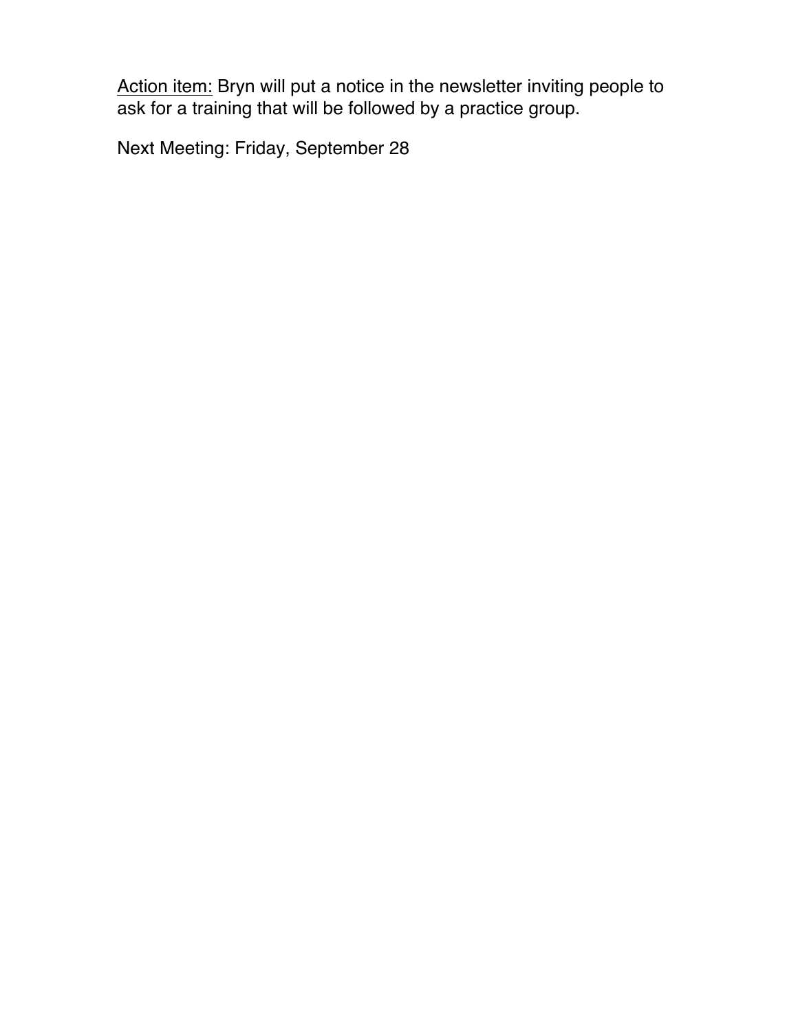<u>Action item:</u> Bryn will put a notice in the newsletter inviting people to ask for a training that will be followed by a practice group.

Next Meeting: Friday, September 28